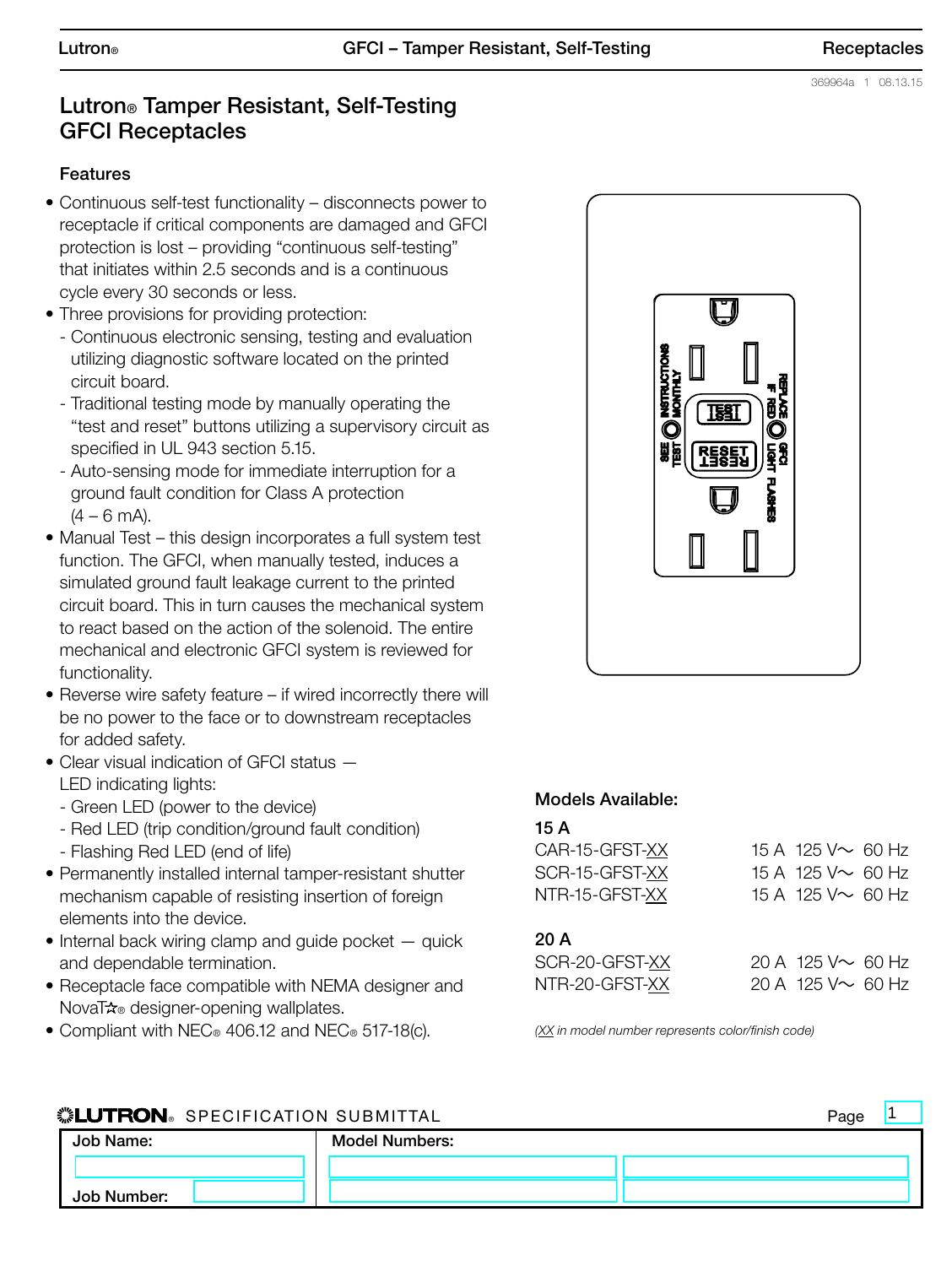# Lutron® Tamper Resistant, Self-Testing GFCI Receptacles

## Features

- Continuous self-test functionality – disconnects power to receptacle if critical components are damaged and GFCI protection is lost – providing "continuous self-testing" that initiates within 2.5 seconds and is a continuous cycle every 30 seconds or less.
- Three provisions for providing protection:
  - Continuous electronic sensing, testing and evaluation utilizing diagnostic software located on the printed circuit board.
  - Traditional testing mode by manually operating the "test and reset" buttons utilizing a supervisory circuit as specified in UL 943 section 5.15.
  - Auto-sensing mode for immediate interruption for a ground fault condition for Class A protection (4 – 6 mA).
- Manual Test – this design incorporates a full system test function. The GFCI, when manually tested, induces a simulated ground fault leakage current to the printed circuit board. This in turn causes the mechanical system to react based on the action of the solenoid. The entire mechanical and electronic GFCI system is reviewed for functionality.
- Reverse wire safety feature – if wired incorrectly there will be no power to the face or to downstream receptacles for added safety.
- Clear visual indication of GFCI status — LED indicating lights:
  - Green LED (power to the device)
  - Red LED (trip condition/ground fault condition)
  - Flashing Red LED (end of life)
- Permanently installed internal tamper-resistant shutter mechanism capable of resisting insertion of foreign elements into the device.
- Internal back wiring clamp and guide pocket — quick and dependable termination.
- Receptacle face compatible with NEMA designer and Nova T✩® designer-opening wallplates.
- Compliant with NEC® 406.12 and NEC® 517-18(c).

SEE INSTRUCTIONS TEST MONTHLY | TEST | RESET | REPLACE IF RED GFCI LIGHT FLASHES

## Models Available:

**15 A**

| Model | Rating |
|---|---|
| CAR-15-GFST-XX | 15 A 125 V~ 60 Hz |
| SCR-15-GFST-XX | 15 A 125 V~ 60 Hz |
| NTR-15-GFST-XX | 15 A 125 V~ 60 Hz |

**20 A**

| Model | Rating |
|---|---|
| SCR-20-GFST-XX | 20 A 125 V~ 60 Hz |
| NTR-20-GFST-XX | 20 A 125 V~ 60 Hz |

*(XX in model number represents color/finish code)*

LUTRON® SPECIFICATION SUBMITTAL

| Job Name: | Model Numbers: |
|---|---|
| Job Number: | |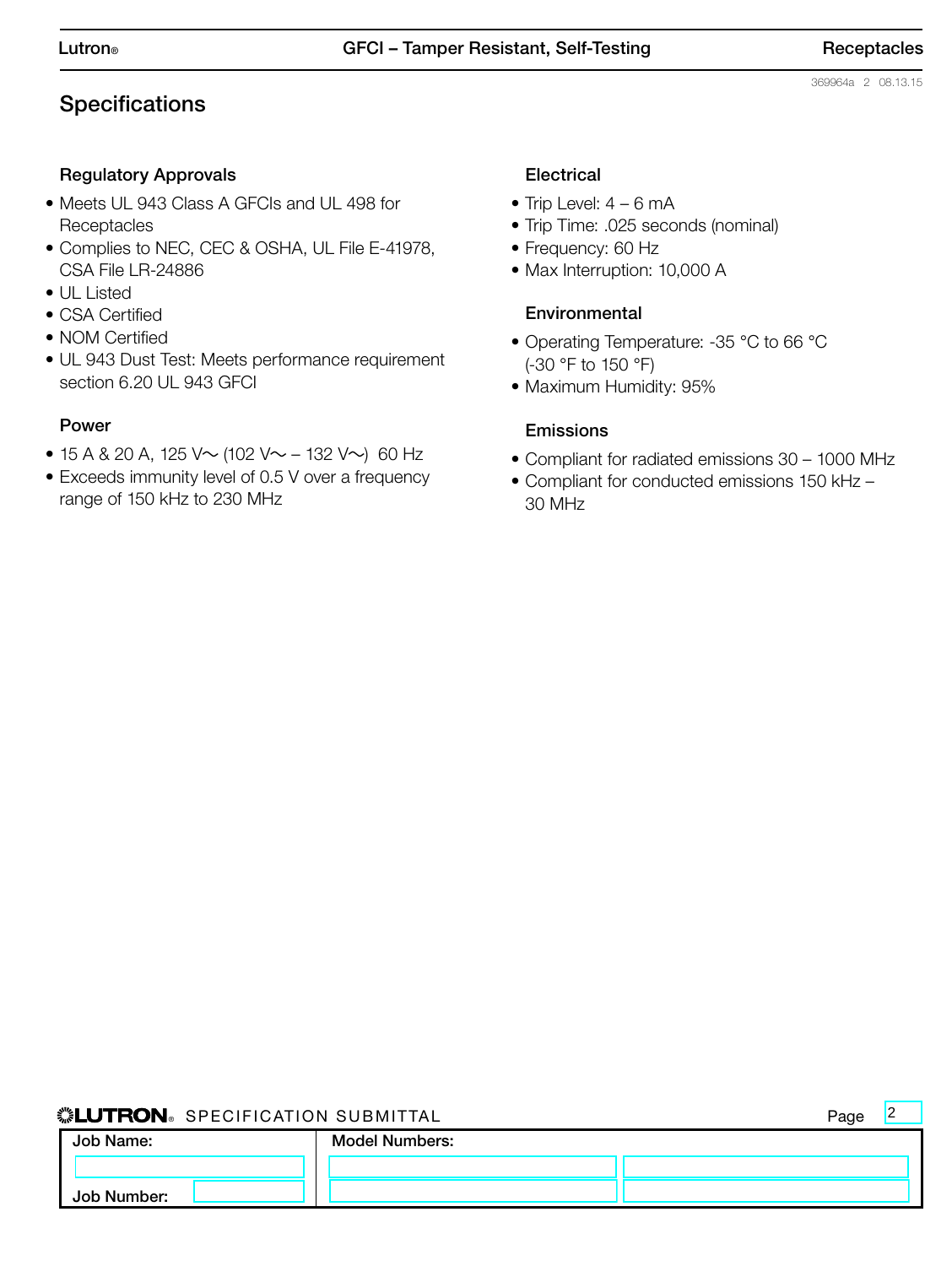## Specifications

### Regulatory Approvals

- Meets UL 943 Class A GFCIs and UL 498 for Receptacles
- Complies to NEC, CEC & OSHA, UL File E-41978, CSA File LR-24886
- UL Listed
- CSA Certified
- NOM Certified
- UL 943 Dust Test: Meets performance requirement section 6.20 UL 943 GFCI

### Power

- 15 A & 20 A, 125 V∼ (102 V∼ – 132 V∼) 60 Hz
- Exceeds immunity level of 0.5 V over a frequency range of 150 kHz to 230 MHz

### Electrical

- Trip Level: 4 – 6 mA
- Trip Time: .025 seconds (nominal)
- Frequency: 60 Hz
- Max Interruption: 10,000 A

### Environmental

- Operating Temperature: -35 °C to 66 °C (-30 °F to 150 °F)
- Maximum Humidity: 95%

### Emissions

- Compliant for radiated emissions 30 – 1000 MHz
- Compliant for conducted emissions 150 kHz – 30 MHz

LUTRON SPECIFICATION SUBMITTAL

| Job Name: | Model Numbers: | |
|---|---|---|
| | | |
| Job Number: | | |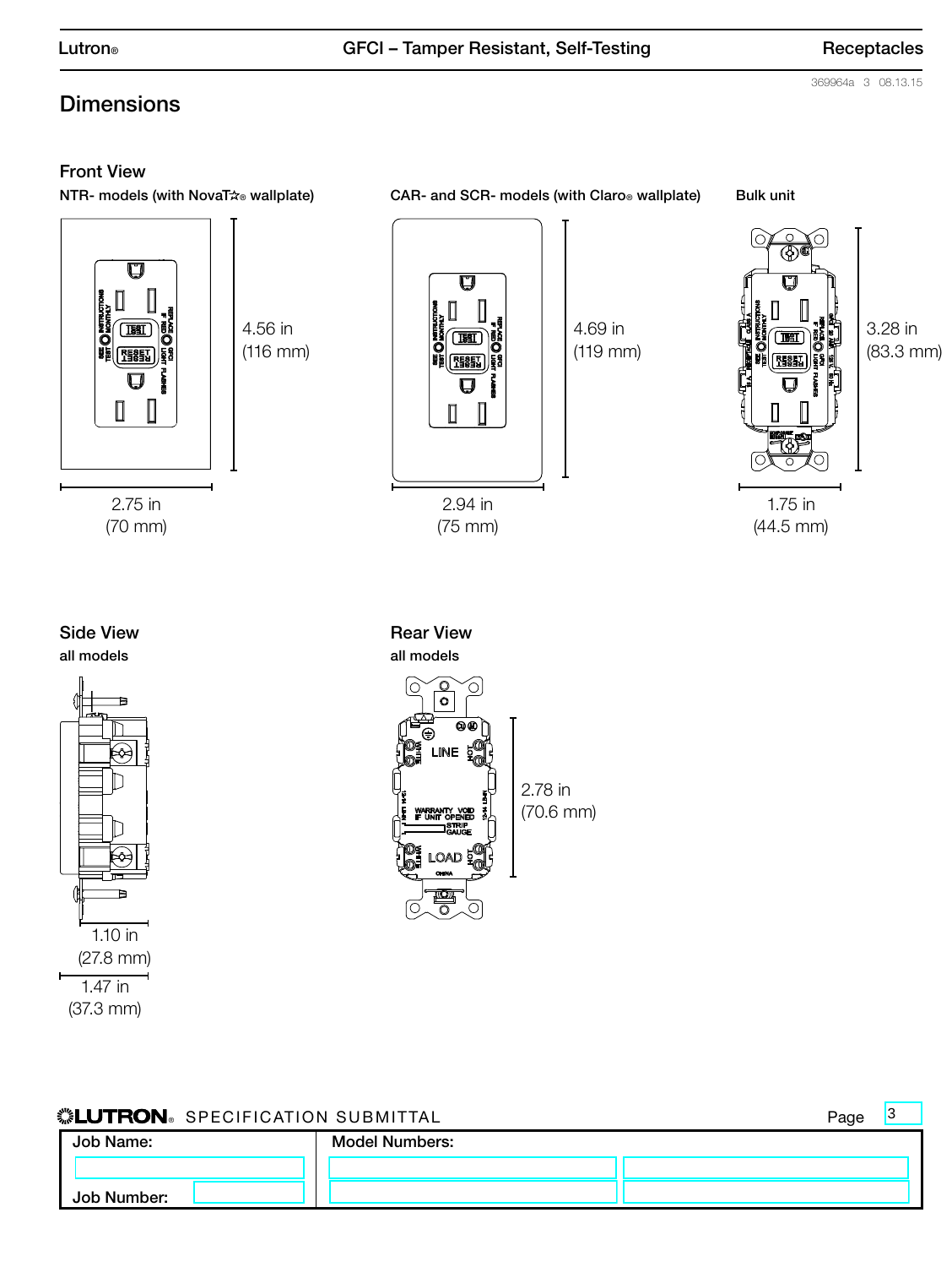## Dimensions

### Front View

NTR- models (with NovaT☆® wallplate)

4.56 in (116 mm)

2.75 in (70 mm)

CAR- and SCR- models (with Claro® wallplate)

4.69 in (119 mm)

2.94 in (75 mm)

Bulk unit

3.28 in (83.3 mm)

1.75 in (44.5 mm)

### Side View

all models

1.10 in (27.8 mm)

1.47 in (37.3 mm)

### Rear View

all models

2.78 in (70.6 mm)

**LUTRON** SPECIFICATION SUBMITTAL

| Job Name: | Model Numbers: |
|---|---|
| | |
| Job Number: | |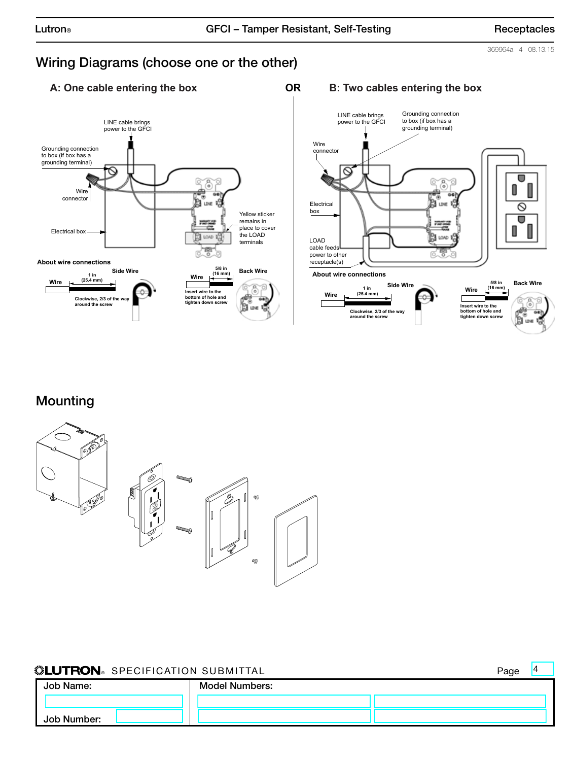## Wiring Diagrams (choose one or the other)

### A: One cable entering the box

LINE cable brings power to the GFCI

Grounding connection to box (if box has a grounding terminal)

Wire connector

Electrical box

Yellow sticker remains in place to cover the LOAD terminals

**About wire connections**

**Side Wire**

Wire

1 in (25.4 mm)

Clockwise, 2/3 of the way around the screw

**Back Wire**

Wire

5/8 in (16 mm)

Insert wire to the bottom of hole and tighten down screw

OR

### B: Two cables entering the box

LINE cable brings power to the GFCI

Grounding connection to box (if box has a grounding terminal)

Wire connector

Electrical box

LOAD cable feeds power to other receptacle(s)

**About wire connections**

**Side Wire**

Wire

1 in (25.4 mm)

Clockwise, 2/3 of the way around the screw

**Back Wire**

Wire

5/8 in (16 mm)

Insert wire to the bottom of hole and tighten down screw

## Mounting

**LUTRON** SPECIFICATION SUBMITTAL

Page 4

| Job Name: | Model Numbers: | |
|---|---|---|
| | | |
| Job Number: | | |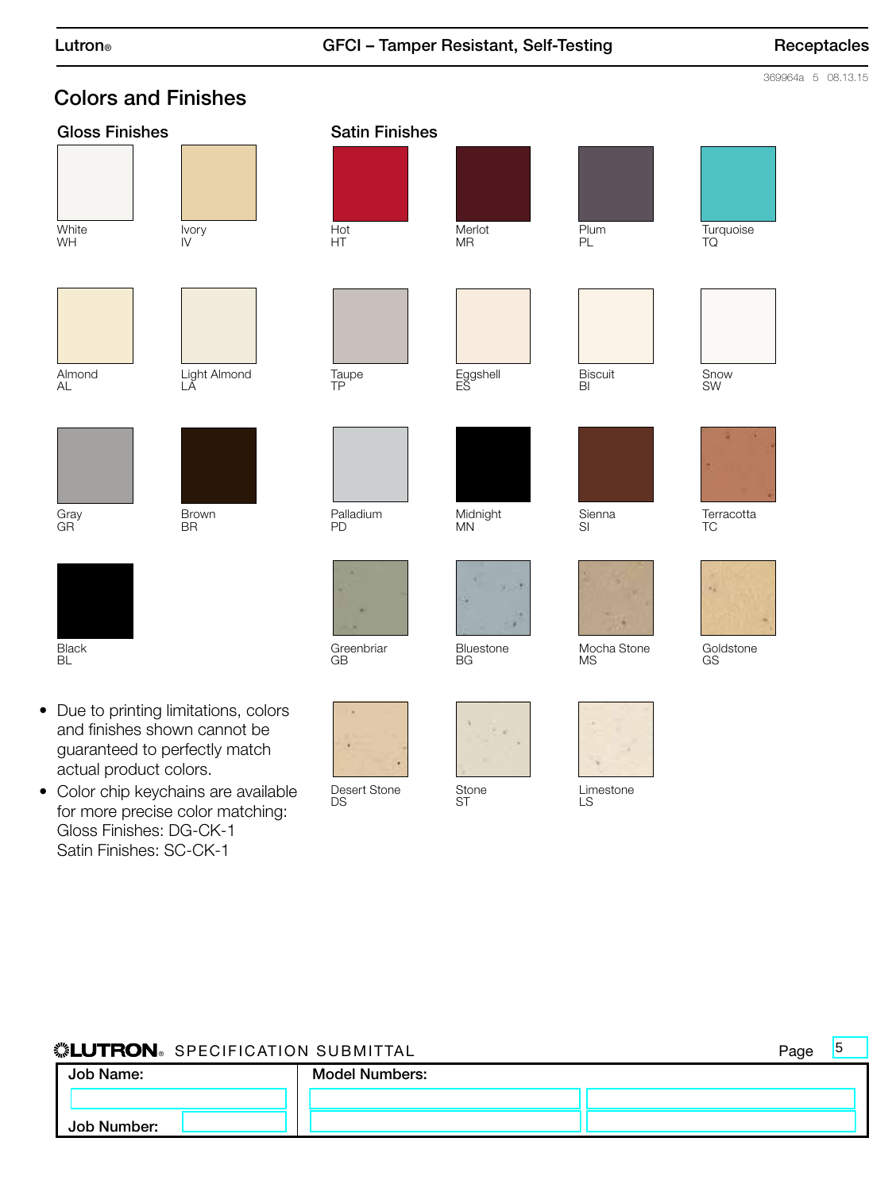## Colors and Finishes

### Gloss Finishes

White
WH

Ivory
IV

Almond
AL

Light Almond
LA

Gray
GR

Brown
BR

Black
BL

### Satin Finishes

Hot
HT

Merlot
MR

Plum
PL

Turquoise
TQ

Taupe
TP

Eggshell
ES

Biscuit
BI

Snow
SW

Palladium
PD

Midnight
MN

Sienna
SI

Terracotta
TC

Greenbriar
GB

Bluestone
BG

Mocha Stone
MS

Goldstone
GS

Desert Stone
DS

Stone
ST

Limestone
LS

- Due to printing limitations, colors and finishes shown cannot be guaranteed to perfectly match actual product colors.
- Color chip keychains are available for more precise color matching:
  Gloss Finishes: DG-CK-1
  Satin Finishes: SC-CK-1

LUTRON SPECIFICATION SUBMITTAL

| Job Name: | Model Numbers: |
|---|---|
| Job Number: | |